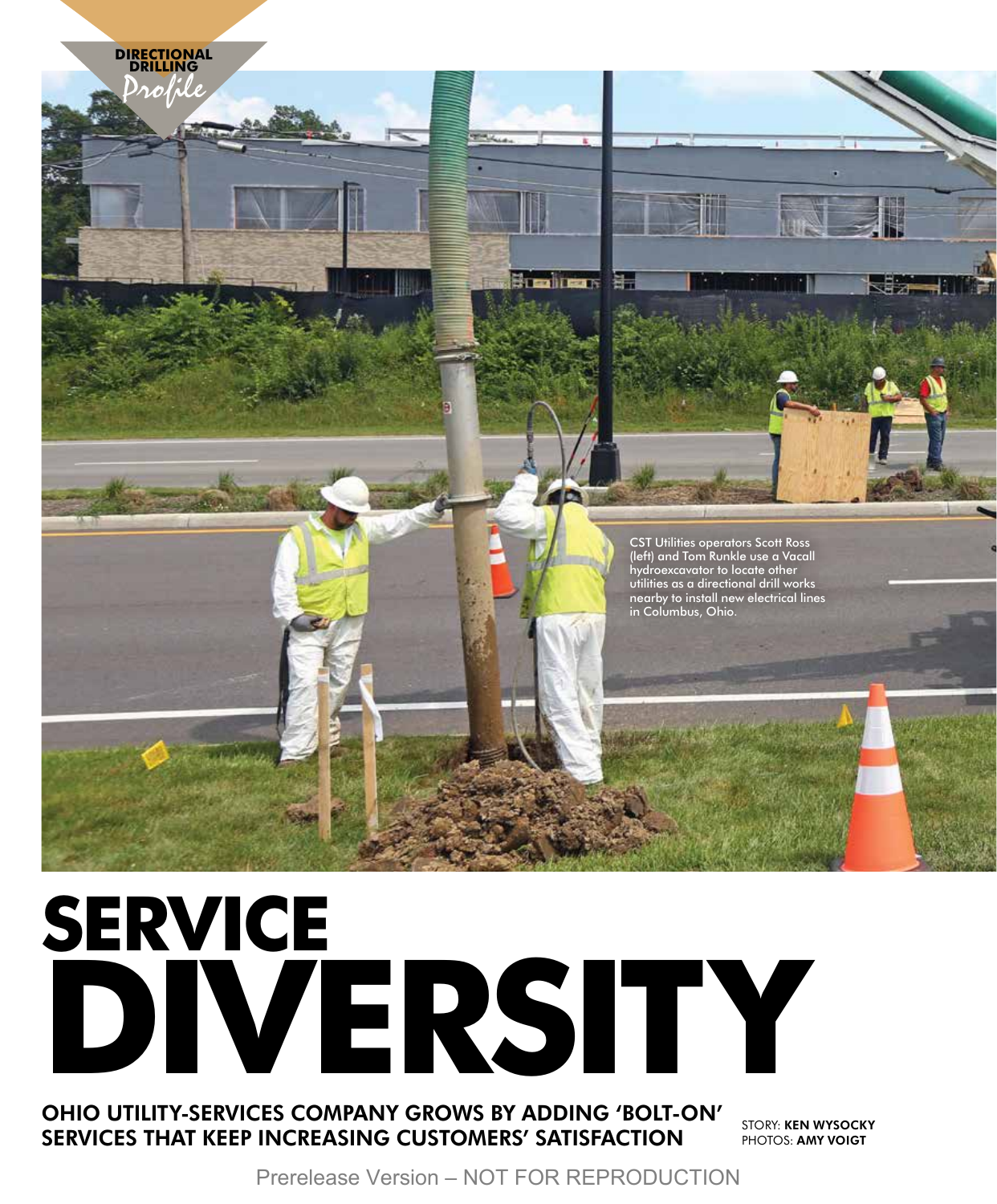DIRECTIONAL DRILLING *Profile*

CST Utilities operators Scott Ross (left) and Tom Runkle use a Vacall hydroexcavator to locate other utilities as a directional drill works nearby to install new electrical lines in Columbus, Ohio.

# SERVICE DIVERSITY

## OHIO UTILITY-SERVICES COMPANY GROWS BY ADDING 'BOLT-ON' SERVICES THAT KEEP INCREASING CUSTOMERS' SATISFACTION

STORY: **KEN WYSOCKY**
PHOTOS: **AMY VOIGT**

Prerelease Version – NOT FOR REPRODUCTION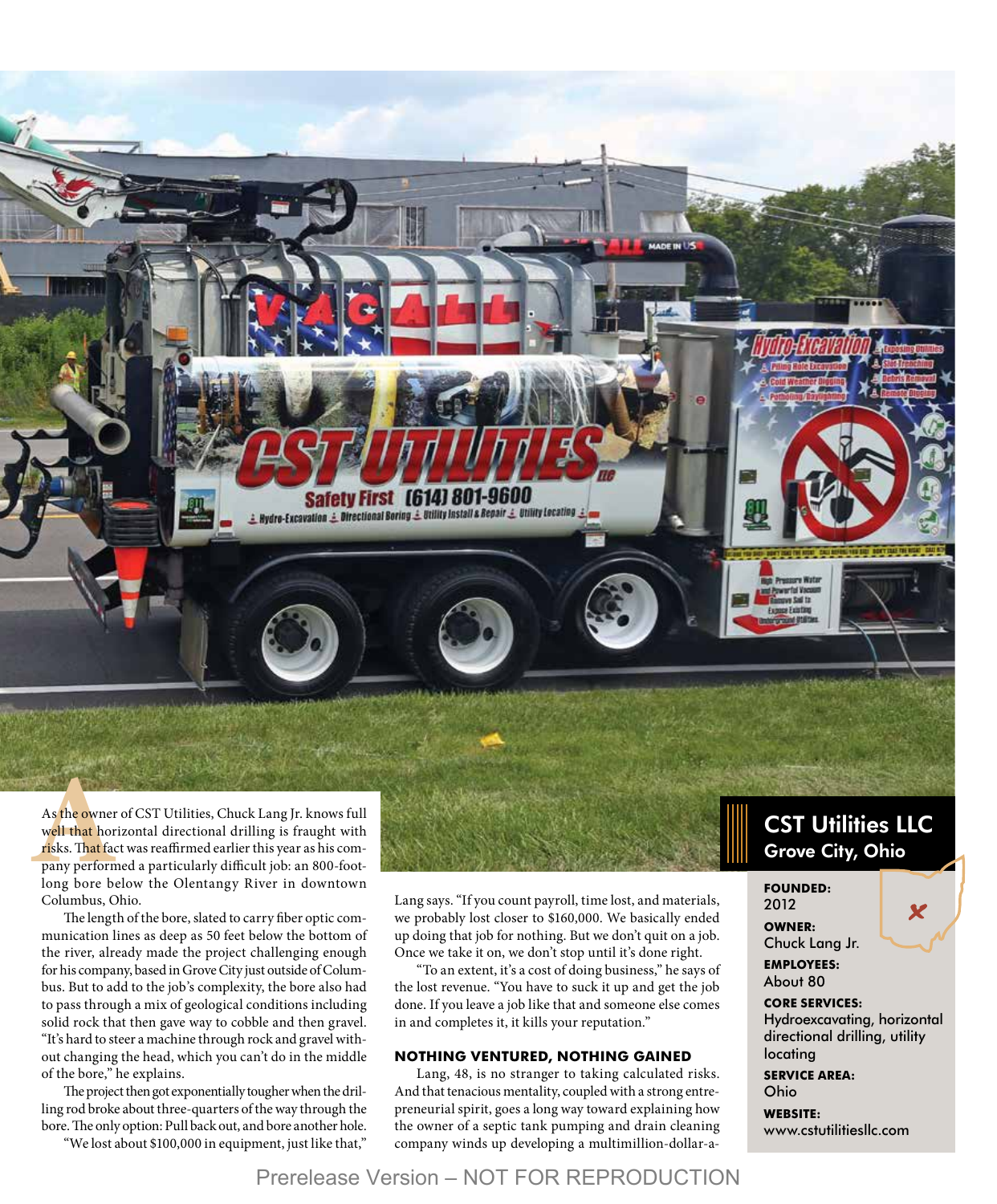As the owner of CST Utilities, Chuck Lang Jr. knows full well that horizontal directional drilling is fraught with risks. That fact was reaffirmed earlier this year as his company performed a particularly difficult job: an 800-foot-long bore below the Olentangy River in downtown Columbus, Ohio.

The length of the bore, slated to carry fiber optic communication lines as deep as 50 feet below the bottom of the river, already made the project challenging enough for his company, based in Grove City just outside of Columbus. But to add to the job's complexity, the bore also had to pass through a mix of geological conditions including solid rock that then gave way to cobble and then gravel. "It's hard to steer a machine through rock and gravel without changing the head, which you can't do in the middle of the bore," he explains.

The project then got exponentially tougher when the drilling rod broke about three-quarters of the way through the bore. The only option: Pull back out, and bore another hole.

"We lost about $100,000 in equipment, just like that," Lang says. "If you count payroll, time lost, and materials, we probably lost closer to $160,000. We basically ended up doing that job for nothing. But we don't quit on a job. Once we take it on, we don't stop until it's done right.

"To an extent, it's a cost of doing business," he says of the lost revenue. "You have to suck it up and get the job done. If you leave a job like that and someone else comes in and completes it, it kills your reputation."

## NOTHING VENTURED, NOTHING GAINED

Lang, 48, is no stranger to taking calculated risks. And that tenacious mentality, coupled with a strong entrepreneurial spirit, goes a long way toward explaining how the owner of a septic tank pumping and drain cleaning company winds up developing a multimillion-dollar-a-

## CST Utilities LLC
### Grove City, Ohio

**FOUNDED:**
2012

**OWNER:**
Chuck Lang Jr.

**EMPLOYEES:**
About 80

**CORE SERVICES:**
Hydroexcavating, horizontal directional drilling, utility locating

**SERVICE AREA:**
Ohio

**WEBSITE:**
www.cstutilitiesllc.com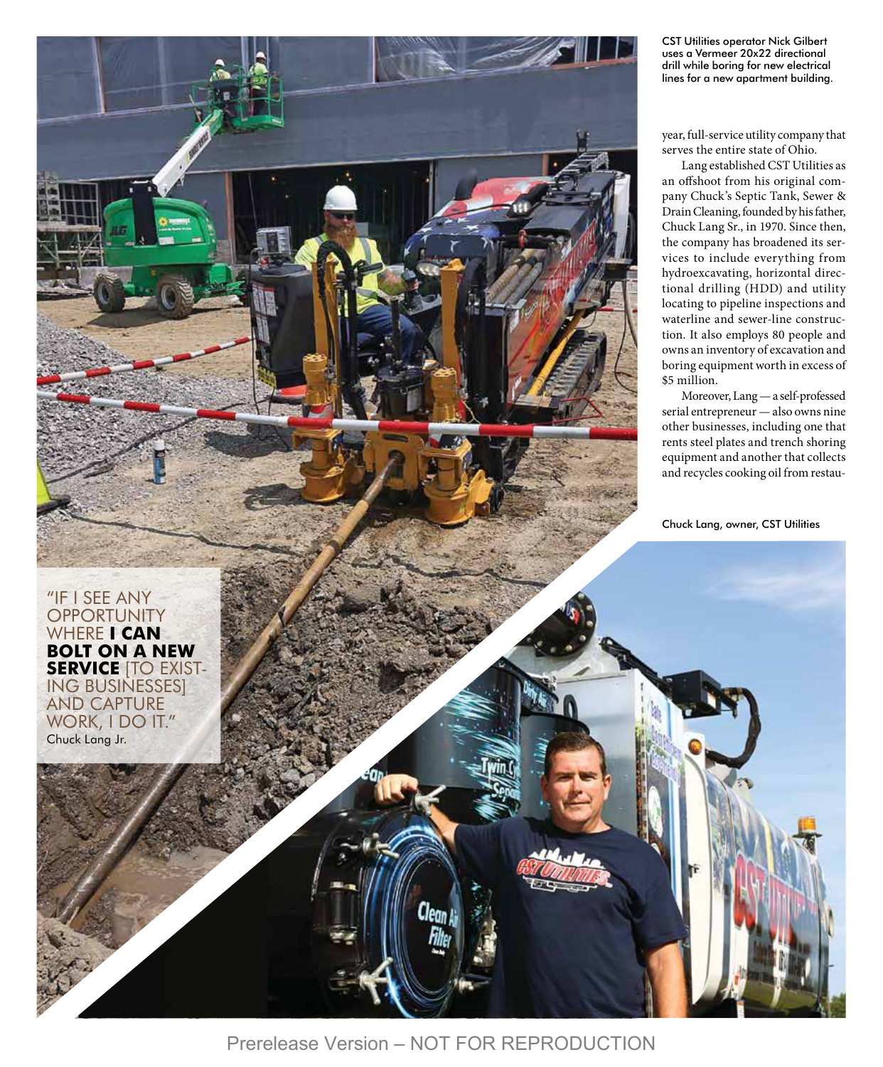CST Utilities operator Nick Gilbert uses a Vermeer 20x22 directional drill while boring for new electrical lines for a new apartment building.

year, full-service utility company that serves the entire state of Ohio.

Lang established CST Utilities as an offshoot from his original company Chuck's Septic Tank, Sewer & Drain Cleaning, founded by his father, Chuck Lang Sr., in 1970. Since then, the company has broadened its services to include everything from hydroexcavating, horizontal directional drilling (HDD) and utility locating to pipeline inspections and waterline and sewer-line construction. It also employs 80 people and owns an inventory of excavation and boring equipment worth in excess of $5 million.

Moreover, Lang — a self-professed serial entrepreneur — also owns nine other businesses, including one that rents steel plates and trench shoring equipment and another that collects and recycles cooking oil from restau-

Chuck Lang, owner, CST Utilities

"IF I SEE ANY OPPORTUNITY WHERE **I CAN BOLT ON A NEW SERVICE** [TO EXISTING BUSINESSES] AND CAPTURE WORK, I DO IT."
Chuck Lang Jr.

Prerelease Version – NOT FOR REPRODUCTION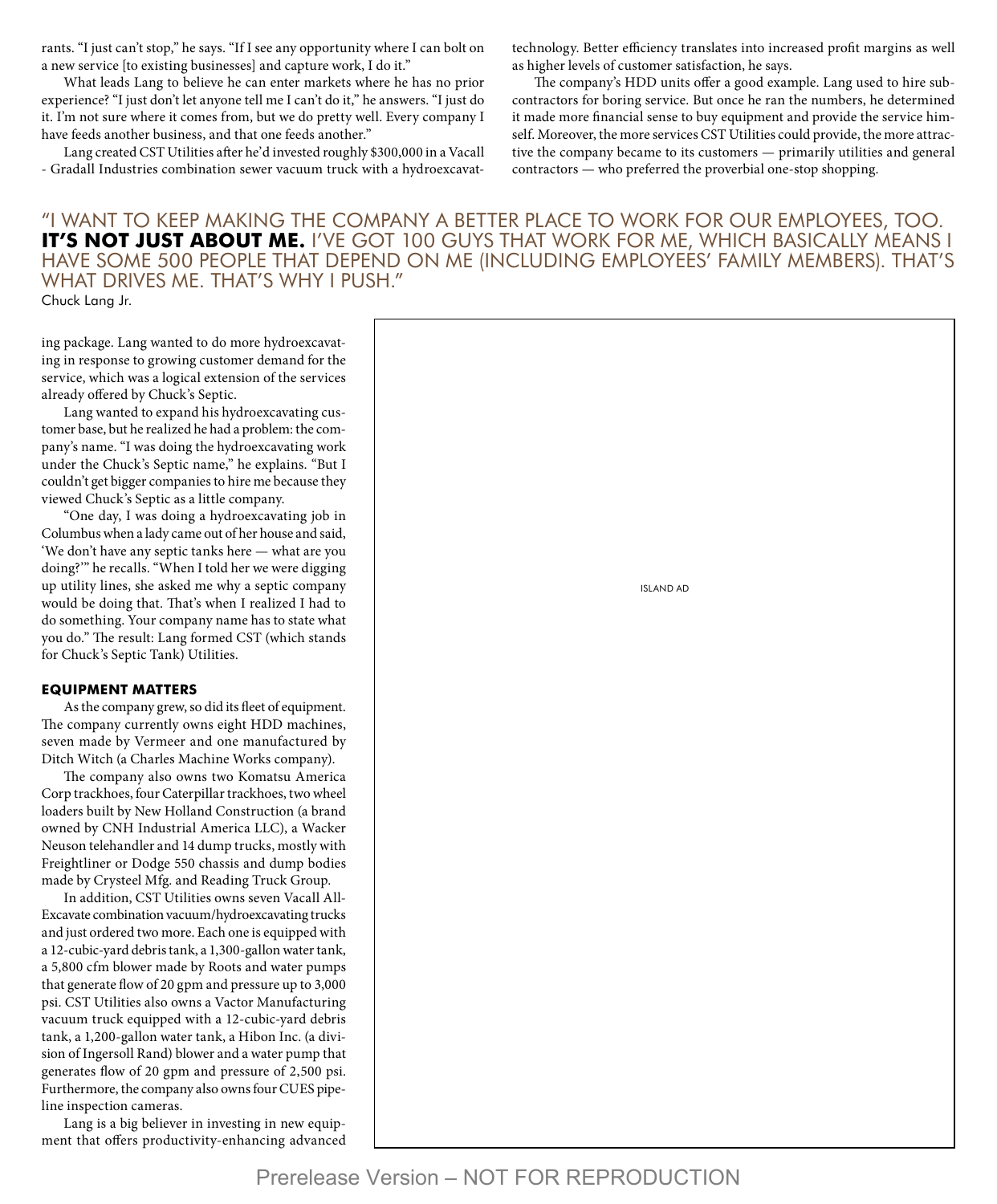rants. "I just can't stop," he says. "If I see any opportunity where I can bolt on a new service [to existing businesses] and capture work, I do it."

What leads Lang to believe he can enter markets where he has no prior experience? "I just don't let anyone tell me I can't do it," he answers. "I just do it. I'm not sure where it comes from, but we do pretty well. Every company I have feeds another business, and that one feeds another."

Lang created CST Utilities after he'd invested roughly $300,000 in a Vacall - Gradall Industries combination sewer vacuum truck with a hydroexcavating package. Lang wanted to do more hydroexcavating in response to growing customer demand for the service, which was a logical extension of the services already offered by Chuck's Septic.

Lang wanted to expand his hydroexcavating customer base, but he realized he had a problem: the company's name. "I was doing the hydroexcavating work under the Chuck's Septic name," he explains. "But I couldn't get bigger companies to hire me because they viewed Chuck's Septic as a little company.

"One day, I was doing a hydroexcavating job in Columbus when a lady came out of her house and said, 'We don't have any septic tanks here — what are you doing?'" he recalls. "When I told her we were digging up utility lines, she asked me why a septic company would be doing that. That's when I realized I had to do something. Your company name has to state what you do." The result: Lang formed CST (which stands for Chuck's Septic Tank) Utilities.

"I WANT TO KEEP MAKING THE COMPANY A BETTER PLACE TO WORK FOR OUR EMPLOYEES, TOO. **IT'S NOT JUST ABOUT ME.** I'VE GOT 100 GUYS THAT WORK FOR ME, WHICH BASICALLY MEANS I HAVE SOME 500 PEOPLE THAT DEPEND ON ME (INCLUDING EMPLOYEES' FAMILY MEMBERS). THAT'S WHAT DRIVES ME. THAT'S WHY I PUSH."

Chuck Lang Jr.

### EQUIPMENT MATTERS

As the company grew, so did its fleet of equipment. The company currently owns eight HDD machines, seven made by Vermeer and one manufactured by Ditch Witch (a Charles Machine Works company).

The company also owns two Komatsu America Corp trackhoes, four Caterpillar trackhoes, two wheel loaders built by New Holland Construction (a brand owned by CNH Industrial America LLC), a Wacker Neuson telehandler and 14 dump trucks, mostly with Freightliner or Dodge 550 chassis and dump bodies made by Crysteel Mfg. and Reading Truck Group.

In addition, CST Utilities owns seven Vacall All-Excavate combination vacuum/hydroexcavating trucks and just ordered two more. Each one is equipped with a 12-cubic-yard debris tank, a 1,300-gallon water tank, a 5,800 cfm blower made by Roots and water pumps that generate flow of 20 gpm and pressure up to 3,000 psi. CST Utilities also owns a Vactor Manufacturing vacuum truck equipped with a 12-cubic-yard debris tank, a 1,200-gallon water tank, a Hibon Inc. (a division of Ingersoll Rand) blower and a water pump that generates flow of 20 gpm and pressure of 2,500 psi. Furthermore, the company also owns four CUES pipeline inspection cameras.

Lang is a big believer in investing in new equipment that offers productivity-enhancing advanced technology. Better efficiency translates into increased profit margins as well as higher levels of customer satisfaction, he says.

The company's HDD units offer a good example. Lang used to hire subcontractors for boring service. But once he ran the numbers, he determined it made more financial sense to buy equipment and provide the service himself. Moreover, the more services CST Utilities could provide, the more attractive the company became to its customers — primarily utilities and general contractors — who preferred the proverbial one-stop shopping.

ISLAND AD

Prerelease Version – NOT FOR REPRODUCTION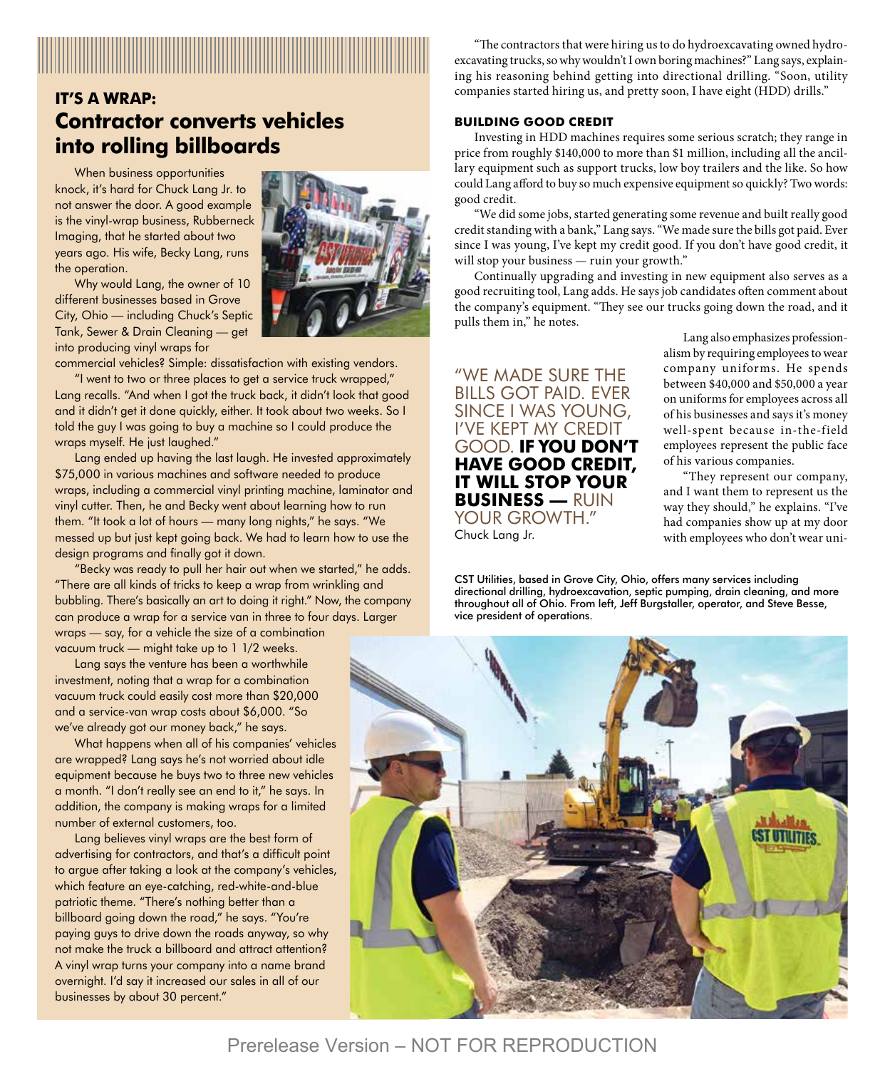## IT'S A WRAP:

## Contractor converts vehicles into rolling billboards

When business opportunities knock, it's hard for Chuck Lang Jr. to not answer the door. A good example is the vinyl-wrap business, Rubberneck Imaging, that he started about two years ago. His wife, Becky Lang, runs the operation.

Why would Lang, the owner of 10 different businesses based in Grove City, Ohio — including Chuck's Septic Tank, Sewer & Drain Cleaning — get into producing vinyl wraps for commercial vehicles? Simple: dissatisfaction with existing vendors.

"I went to two or three places to get a service truck wrapped," Lang recalls. "And when I got the truck back, it didn't look that good and it didn't get it done quickly, either. It took about two weeks. So I told the guy I was going to buy a machine so I could produce the wraps myself. He just laughed."

Lang ended up having the last laugh. He invested approximately $75,000 in various machines and software needed to produce wraps, including a commercial vinyl printing machine, laminator and vinyl cutter. Then, he and Becky went about learning how to run them. "It took a lot of hours — many long nights," he says. "We messed up but just kept going back. We had to learn how to use the design programs and finally got it down.

"Becky was ready to pull her hair out when we started," he adds. "There are all kinds of tricks to keep a wrap from wrinkling and bubbling. There's basically an art to doing it right." Now, the company can produce a wrap for a service van in three to four days. Larger wraps — say, for a vehicle the size of a combination vacuum truck — might take up to 1 1/2 weeks.

Lang says the venture has been a worthwhile investment, noting that a wrap for a combination vacuum truck could easily cost more than $20,000 and a service-van wrap costs about $6,000. "So we've already got our money back," he says.

What happens when all of his companies' vehicles are wrapped? Lang says he's not worried about idle equipment because he buys two to three new vehicles a month. "I don't really see an end to it," he says. In addition, the company is making wraps for a limited number of external customers, too.

Lang believes vinyl wraps are the best form of advertising for contractors, and that's a difficult point to argue after taking a look at the company's vehicles, which feature an eye-catching, red-white-and-blue patriotic theme. "There's nothing better than a billboard going down the road," he says. "You're paying guys to drive down the roads anyway, so why not make the truck a billboard and attract attention? A vinyl wrap turns your company into a name brand overnight. I'd say it increased our sales in all of our businesses by about 30 percent."

"The contractors that were hiring us to do hydroexcavating owned hydroexcavating trucks, so why wouldn't I own boring machines?" Lang says, explaining his reasoning behind getting into directional drilling. "Soon, utility companies started hiring us, and pretty soon, I have eight (HDD) drills."

### BUILDING GOOD CREDIT

Investing in HDD machines requires some serious scratch; they range in price from roughly $140,000 to more than $1 million, including all the ancillary equipment such as support trucks, low boy trailers and the like. So how could Lang afford to buy so much expensive equipment so quickly? Two words: good credit.

"We did some jobs, started generating some revenue and built really good credit standing with a bank," Lang says. "We made sure the bills got paid. Ever since I was young, I've kept my credit good. If you don't have good credit, it will stop your business — ruin your growth."

Continually upgrading and investing in new equipment also serves as a good recruiting tool, Lang adds. He says job candidates often comment about the company's equipment. "They see our trucks going down the road, and it pulls them in," he notes.

"WE MADE SURE THE BILLS GOT PAID. EVER SINCE I WAS YOUNG, I'VE KEPT MY CREDIT GOOD. **IF YOU DON'T HAVE GOOD CREDIT, IT WILL STOP YOUR BUSINESS —** RUIN YOUR GROWTH."
Chuck Lang Jr.

Lang also emphasizes professionalism by requiring employees to wear company uniforms. He spends between $40,000 and $50,000 a year on uniforms for employees across all of his businesses and says it's money well-spent because in-the-field employees represent the public face of his various companies.

"They represent our company, and I want them to represent us the way they should," he explains. "I've had companies show up at my door with employees who don't wear uni-

CST Utilities, based in Grove City, Ohio, offers many services including directional drilling, hydroexcavation, septic pumping, drain cleaning, and more throughout all of Ohio. From left, Jeff Burgstaller, operator, and Steve Besse, vice president of operations.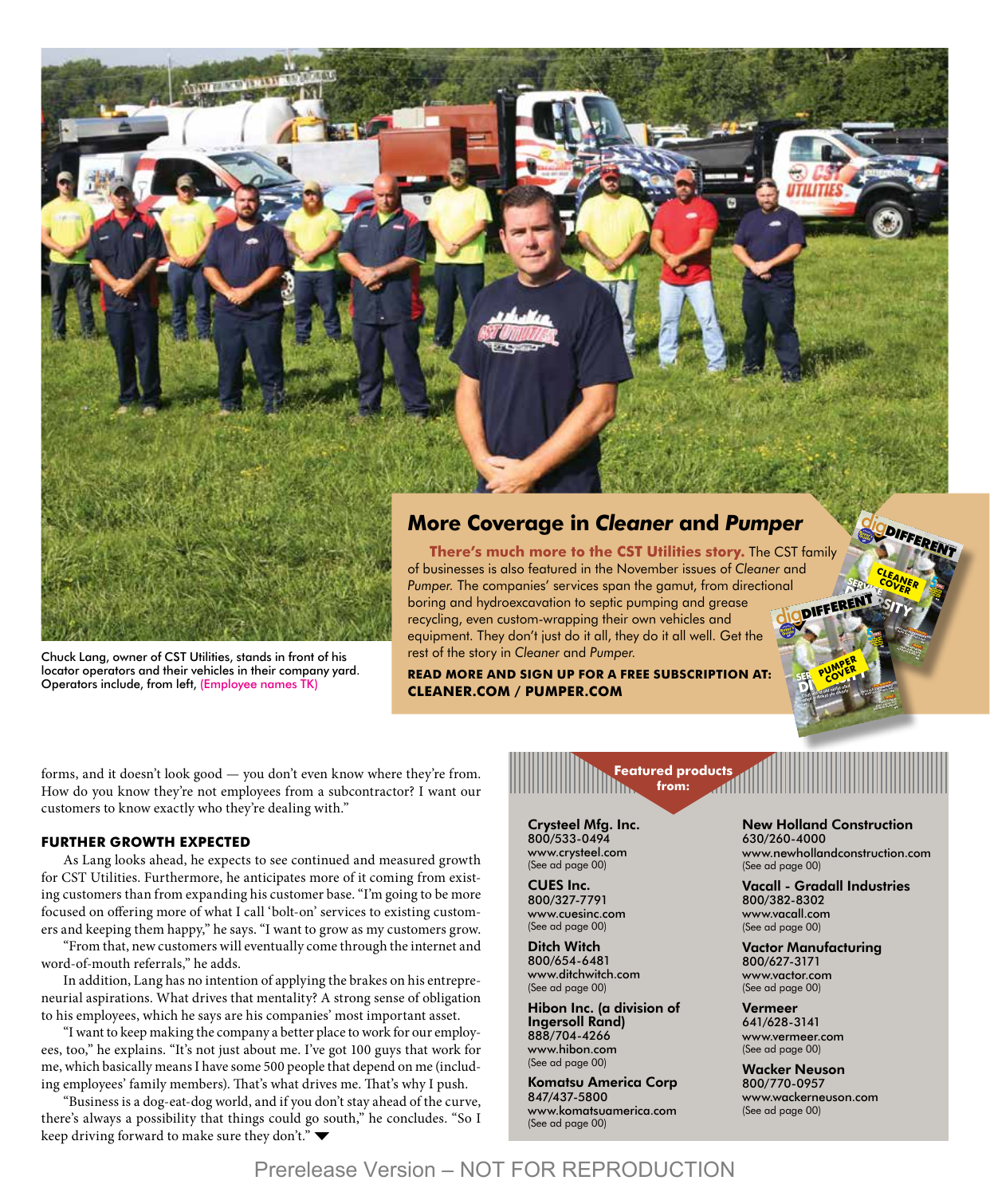Chuck Lang, owner of CST Utilities, stands in front of his locator operators and their vehicles in their company yard. Operators include, from left, (Employee names TK)

## More Coverage in *Cleaner* and *Pumper*

**There's much more to the CST Utilities story.** The CST family of businesses is also featured in the November issues of *Cleaner* and *Pumper.* The companies' services span the gamut, from directional boring and hydroexcavation to septic pumping and grease recycling, even custom-wrapping their own vehicles and equipment. They don't just do it all, they do it all well. Get the rest of the story in *Cleaner* and *Pumper.*

**READ MORE AND SIGN UP FOR A FREE SUBSCRIPTION AT: CLEANER.COM / PUMPER.COM**

forms, and it doesn't look good — you don't even know where they're from. How do you know they're not employees from a subcontractor? I want our customers to know exactly who they're dealing with."

### FURTHER GROWTH EXPECTED

As Lang looks ahead, he expects to see continued and measured growth for CST Utilities. Furthermore, he anticipates more of it coming from existing customers than from expanding his customer base. "I'm going to be more focused on offering more of what I call 'bolt-on' services to existing customers and keeping them happy," he says. "I want to grow as my customers grow.

"From that, new customers will eventually come through the internet and word-of-mouth referrals," he adds.

In addition, Lang has no intention of applying the brakes on his entrepreneurial aspirations. What drives that mentality? A strong sense of obligation to his employees, which he says are his companies' most important asset.

"I want to keep making the company a better place to work for our employees, too," he explains. "It's not just about me. I've got 100 guys that work for me, which basically means I have some 500 people that depend on me (including employees' family members). That's what drives me. That's why I push.

"Business is a dog-eat-dog world, and if you don't stay ahead of the curve, there's always a possibility that things could go south," he concludes. "So I keep driving forward to make sure they don't." ▼

**Featured products from:**

**Crysteel Mfg. Inc.**
800/533-0494
www.crysteel.com
(See ad page 00)

**CUES Inc.**
800/327-7791
www.cuesinc.com
(See ad page 00)

**Ditch Witch**
800/654-6481
www.ditchwitch.com
(See ad page 00)

**Hibon Inc. (a division of Ingersoll Rand)**
888/704-4266
www.hibon.com
(See ad page 00)

**Komatsu America Corp**
847/437-5800
www.komatsuamerica.com
(See ad page 00)

**New Holland Construction**
630/260-4000
www.newhollandconstruction.com
(See ad page 00)

**Vacall - Gradall Industries**
800/382-8302
www.vacall.com
(See ad page 00)

**Vactor Manufacturing**
800/627-3171
www.vactor.com
(See ad page 00)

**Vermeer**
641/628-3141
www.vermeer.com
(See ad page 00)

**Wacker Neuson**
800/770-0957
www.wackerneuson.com
(See ad page 00)

Prerelease Version – NOT FOR REPRODUCTION